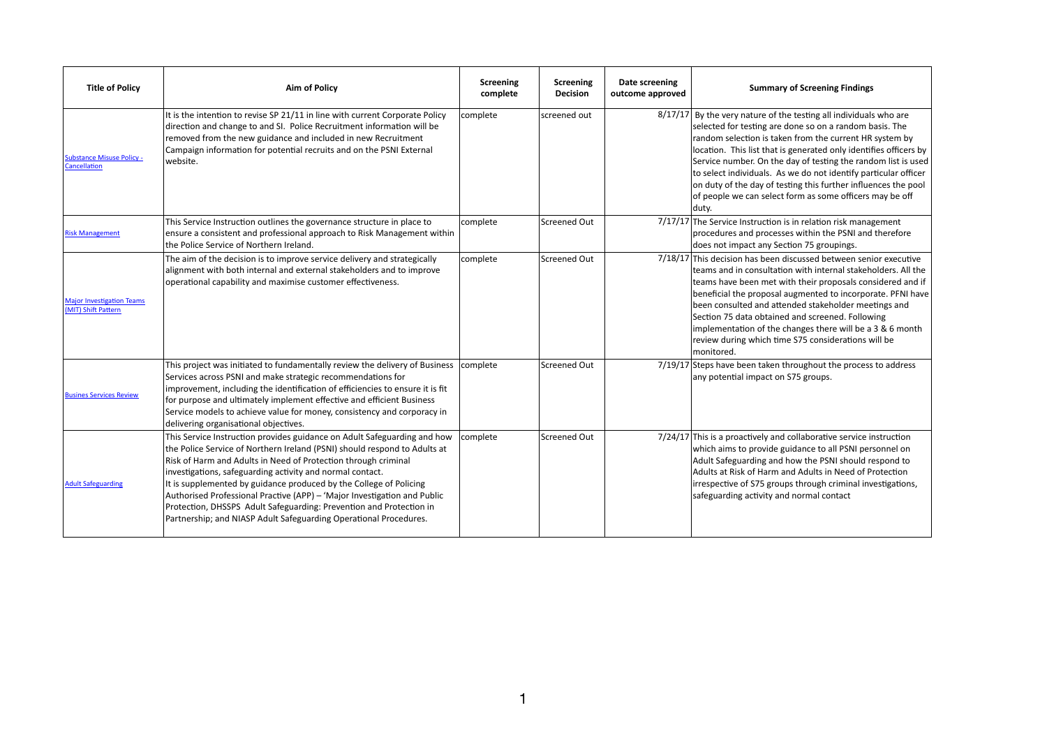| Title of Policy | Aim of Policy | Screening complete | Screening Decision | Date screening outcome approved | Summary of Screening Findings |
|---|---|---|---|---|---|
| Substance Misuse Policy - Cancellation | It is the intention to revise SP 21/11 in line with current Corporate Policy direction and change to and SI. Police Recruitment information will be removed from the new guidance and included in new Recruitment Campaign information for potential recruits and on the PSNI External website. | complete | screened out | 8/17/17 | By the very nature of the testing all individuals who are selected for testing are done so on a random basis. The random selection is taken from the current HR system by location. This list that is generated only identifies officers by Service number. On the day of testing the random list is used to select individuals. As we do not identify particular officer on duty of the day of testing this further influences the pool of people we can select form as some officers may be off duty. |
| Risk Management | This Service Instruction outlines the governance structure in place to ensure a consistent and professional approach to Risk Management within the Police Service of Northern Ireland. | complete | Screened Out | 7/17/17 | The Service Instruction is in relation risk management procedures and processes within the PSNI and therefore does not impact any Section 75 groupings. |
| Major Investigation Teams (MIT) Shift Pattern | The aim of the decision is to improve service delivery and strategically alignment with both internal and external stakeholders and to improve operational capability and maximise customer effectiveness. | complete | Screened Out | 7/18/17 | This decision has been discussed between senior executive teams and in consultation with internal stakeholders. All the teams have been met with their proposals considered and if beneficial the proposal augmented to incorporate. PFNI have been consulted and attended stakeholder meetings and Section 75 data obtained and screened. Following implementation of the changes there will be a 3 & 6 month review during which time S75 considerations will be monitored. |
| Busines Services Review | This project was initiated to fundamentally review the delivery of Business Services across PSNI and make strategic recommendations for improvement, including the identification of efficiencies to ensure it is fit for purpose and ultimately implement effective and efficient Business Service models to achieve value for money, consistency and corporacy in delivering organisational objectives. | complete | Screened Out | 7/19/17 | Steps have been taken throughout the process to address any potential impact on S75 groups. |
| Adult Safeguarding | This Service Instruction provides guidance on Adult Safeguarding and how the Police Service of Northern Ireland (PSNI) should respond to Adults at Risk of Harm and Adults in Need of Protection through criminal investigations, safeguarding activity and normal contact.<br>It is supplemented by guidance produced by the College of Policing Authorised Professional Practive (APP) – 'Major Investigation and Public Protection, DHSSPS Adult Safeguarding: Prevention and Protection in Partnership; and NIASP Adult Safeguarding Operational Procedures. | complete | Screened Out | 7/24/17 | This is a proactively and collaborative service instruction which aims to provide guidance to all PSNI personnel on Adult Safeguarding and how the PSNI should respond to Adults at Risk of Harm and Adults in Need of Protection irrespective of S75 groups through criminal investigations, safeguarding activity and normal contact |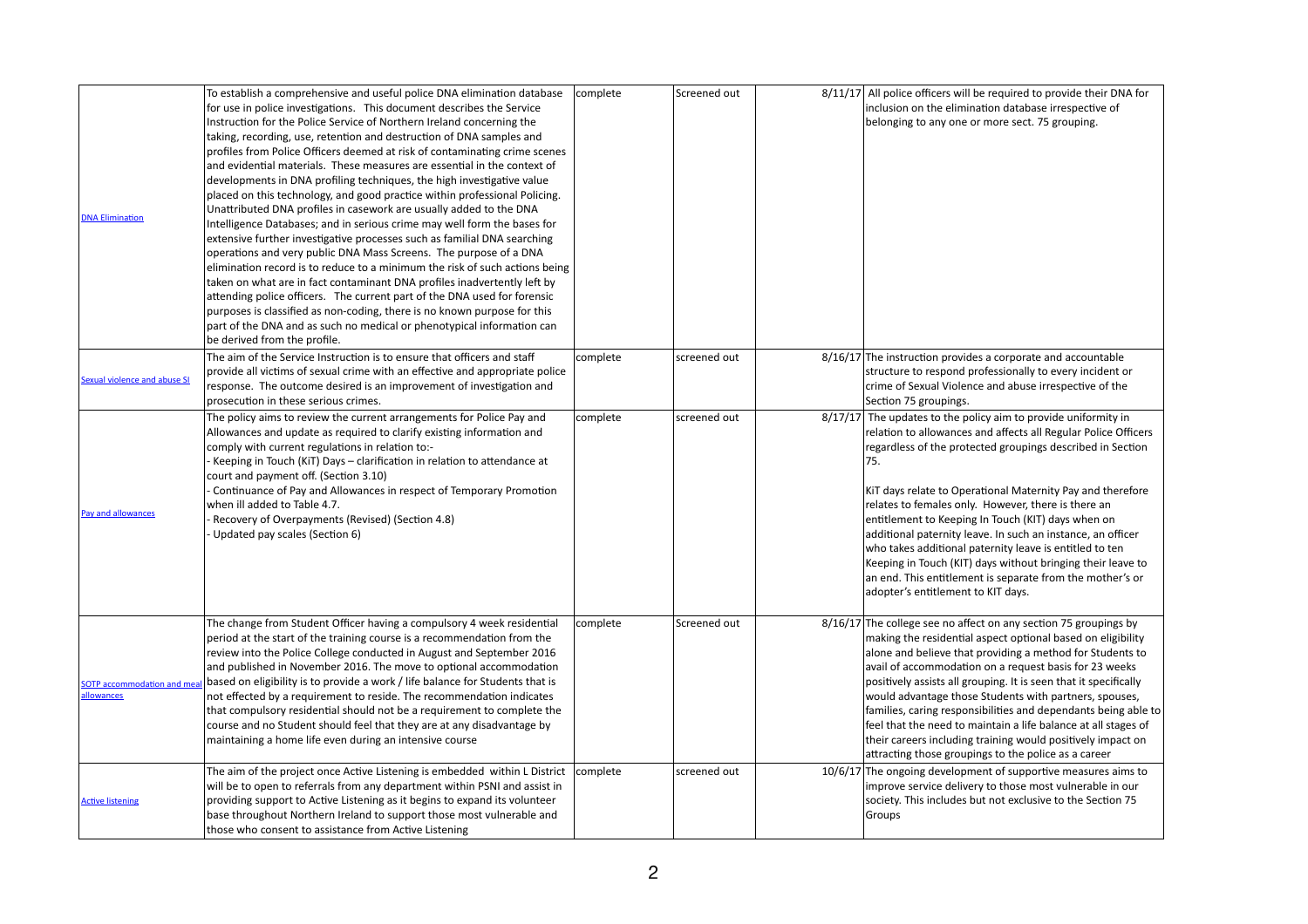| | | | | | | |
|---|---|---|---|---|---|---|
| [DNA Elimination]() | To establish a comprehensive and useful police DNA elimination database for use in police investigations. This document describes the Service Instruction for the Police Service of Northern Ireland concerning the taking, recording, use, retention and destruction of DNA samples and profiles from Police Officers deemed at risk of contaminating crime scenes and evidential materials. These measures are essential in the context of developments in DNA profiling techniques, the high investigative value placed on this technology, and good practice within professional Policing. Unattributed DNA profiles in casework are usually added to the DNA Intelligence Databases; and in serious crime may well form the bases for extensive further investigative processes such as familial DNA searching operations and very public DNA Mass Screens. The purpose of a DNA elimination record is to reduce to a minimum the risk of such actions being taken on what are in fact contaminant DNA profiles inadvertently left by attending police officers. The current part of the DNA used for forensic purposes is classified as non-coding, there is no known purpose for this part of the DNA and as such no medical or phenotypical information can be derived from the profile. | complete | Screened out | | 8/11/17 | All police officers will be required to provide their DNA for inclusion on the elimination database irrespective of belonging to any one or more sect. 75 grouping. |
| [Sexual violence and abuse SI]() | The aim of the Service Instruction is to ensure that officers and staff provide all victims of sexual crime with an effective and appropriate police response. The outcome desired is an improvement of investigation and prosecution in these serious crimes. | complete | screened out | | 8/16/17 | The instruction provides a corporate and accountable structure to respond professionally to every incident or crime of Sexual Violence and abuse irrespective of the Section 75 groupings. |
| [Pay and allowances]() | The policy aims to review the current arrangements for Police Pay and Allowances and update as required to clarify existing information and comply with current regulations in relation to:-<br>- Keeping in Touch (KiT) Days – clarification in relation to attendance at court and payment off. (Section 3.10)<br>- Continuance of Pay and Allowances in respect of Temporary Promotion when ill added to Table 4.7.<br>- Recovery of Overpayments (Revised) (Section 4.8)<br>- Updated pay scales (Section 6) | complete | screened out | | 8/17/17 | The updates to the policy aim to provide uniformity in relation to allowances and affects all Regular Police Officers regardless of the protected groupings described in Section 75.<br><br>KiT days relate to Operational Maternity Pay and therefore relates to females only. However, there is there an entitlement to Keeping In Touch (KIT) days when on additional paternity leave. In such an instance, an officer who takes additional paternity leave is entitled to ten Keeping in Touch (KIT) days without bringing their leave to an end. This entitlement is separate from the mother's or adopter's entitlement to KIT days. |
| [SOTP accommodation and meal allowances]() | The change from Student Officer having a compulsory 4 week residential period at the start of the training course is a recommendation from the review into the Police College conducted in August and September 2016 and published in November 2016. The move to optional accommodation based on eligibility is to provide a work / life balance for Students that is not effected by a requirement to reside. The recommendation indicates that compulsory residential should not be a requirement to complete the course and no Student should feel that they are at any disadvantage by maintaining a home life even during an intensive course | complete | Screened out | | 8/16/17 | The college see no affect on any section 75 groupings by making the residential aspect optional based on eligibility alone and believe that providing a method for Students to avail of accommodation on a request basis for 23 weeks positively assists all grouping. It is seen that it specifically would advantage those Students with partners, spouses, families, caring responsibilities and dependants being able to feel that the need to maintain a life balance at all stages of their careers including training would positively impact on attracting those groupings to the police as a career |
| [Active listening]() | The aim of the project once Active Listening is embedded within L District will be to open to referrals from any department within PSNI and assist in providing support to Active Listening as it begins to expand its volunteer base throughout Northern Ireland to support those most vulnerable and those who consent to assistance from Active Listening | complete | screened out | | 10/6/17 | The ongoing development of supportive measures aims to improve service delivery to those most vulnerable in our society. This includes but not exclusive to the Section 75 Groups |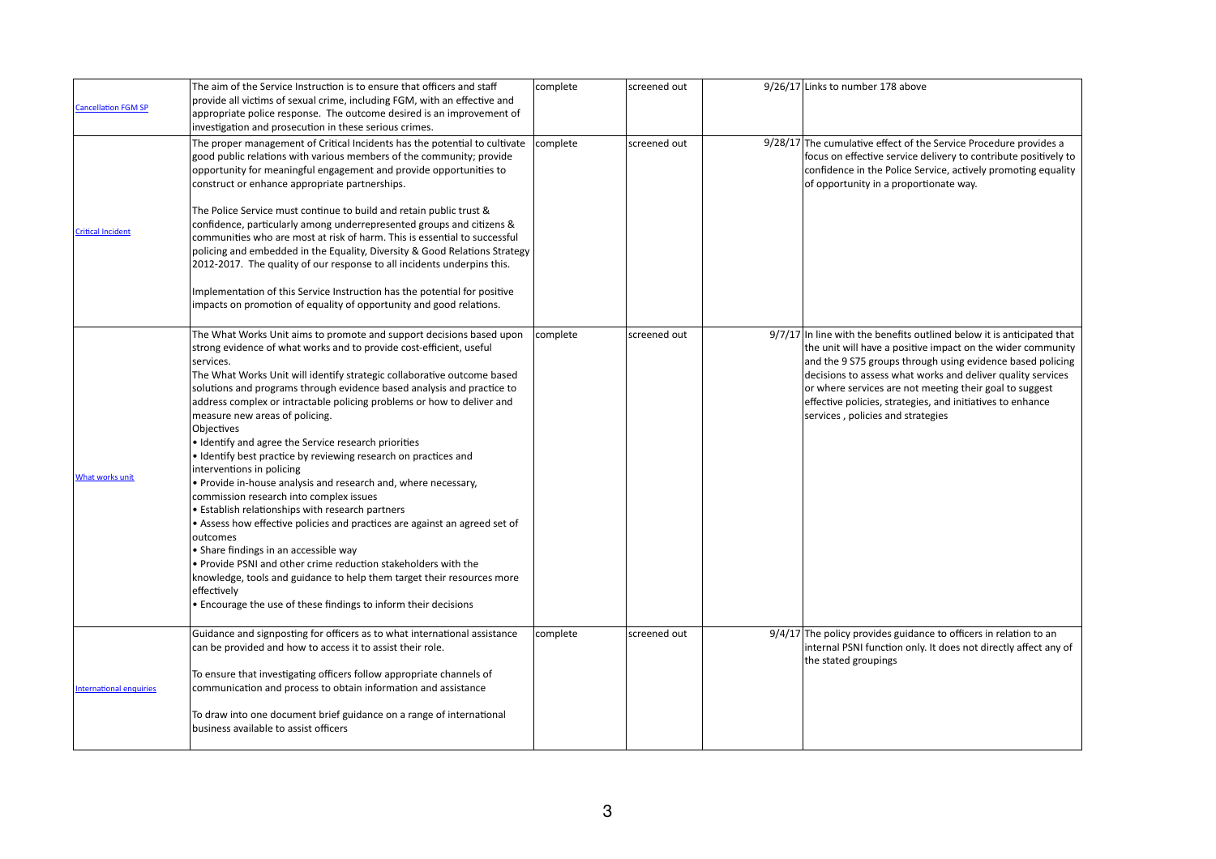| | | | | | |
|---|---|---|---|---|---|
| [Cancellation FGM SP] | The aim of the Service Instruction is to ensure that officers and staff provide all victims of sexual crime, including FGM, with an effective and appropriate police response. The outcome desired is an improvement of investigation and prosecution in these serious crimes. | complete | screened out | | 9/26/17 | Links to number 178 above |
| [Critical Incident] | The proper management of Critical Incidents has the potential to cultivate good public relations with various members of the community; provide opportunity for meaningful engagement and provide opportunities to construct or enhance appropriate partnerships.<br><br>The Police Service must continue to build and retain public trust & confidence, particularly among underrepresented groups and citizens & communities who are most at risk of harm. This is essential to successful policing and embedded in the Equality, Diversity & Good Relations Strategy 2012-2017. The quality of our response to all incidents underpins this.<br><br>Implementation of this Service Instruction has the potential for positive impacts on promotion of equality of opportunity and good relations. | complete | screened out | | 9/28/17 | The cumulative effect of the Service Procedure provides a focus on effective service delivery to contribute positively to confidence in the Police Service, actively promoting equality of opportunity in a proportionate way. |
| [What works unit] | The What Works Unit aims to promote and support decisions based upon strong evidence of what works and to provide cost-efficient, useful services.<br>The What Works Unit will identify strategic collaborative outcome based solutions and programs through evidence based analysis and practice to address complex or intractable policing problems or how to deliver and measure new areas of policing.<br>Objectives<br>• Identify and agree the Service research priorities<br>• Identify best practice by reviewing research on practices and interventions in policing<br>• Provide in-house analysis and research and, where necessary, commission research into complex issues<br>• Establish relationships with research partners<br>• Assess how effective policies and practices are against an agreed set of outcomes<br>• Share findings in an accessible way<br>• Provide PSNI and other crime reduction stakeholders with the knowledge, tools and guidance to help them target their resources more effectively<br>• Encourage the use of these findings to inform their decisions | complete | screened out | | 9/7/17 | In line with the benefits outlined below it is anticipated that the unit will have a positive impact on the wider community and the 9 S75 groups through using evidence based policing decisions to assess what works and deliver quality services or where services are not meeting their goal to suggest effective policies, strategies, and initiatives to enhance services , policies and strategies |
| [International enquiries] | Guidance and signposting for officers as to what international assistance can be provided and how to access it to assist their role.<br><br>To ensure that investigating officers follow appropriate channels of communication and process to obtain information and assistance<br><br>To draw into one document brief guidance on a range of international business available to assist officers | complete | screened out | | 9/4/17 | The policy provides guidance to officers in relation to an internal PSNI function only. It does not directly affect any of the stated groupings |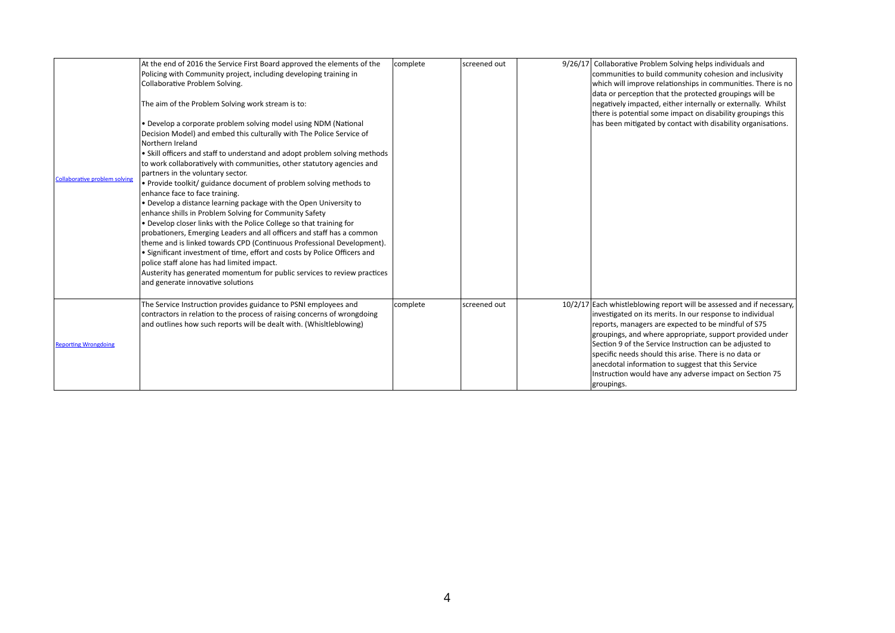| | | | | | | |
|---|---|---|---|---|---|---|
| Collaborative problem solving | At the end of 2016 the Service First Board approved the elements of the Policing with Community project, including developing training in Collaborative Problem Solving.<br><br>The aim of the Problem Solving work stream is to:<br><br>• Develop a corporate problem solving model using NDM (National Decision Model) and embed this culturally with The Police Service of Northern Ireland<br>• Skill officers and staff to understand and adopt problem solving methods to work collaboratively with communities, other statutory agencies and partners in the voluntary sector.<br>• Provide toolkit/ guidance document of problem solving methods to enhance face to face training.<br>• Develop a distance learning package with the Open University to enhance shills in Problem Solving for Community Safety<br>• Develop closer links with the Police College so that training for probationers, Emerging Leaders and all officers and staff has a common theme and is linked towards CPD (Continuous Professional Development).<br>• Significant investment of time, effort and costs by Police Officers and police staff alone has had limited impact.<br>Austerity has generated momentum for public services to review practices and generate innovative solutions | complete | screened out | | 9/26/17 | Collaborative Problem Solving helps individuals and communities to build community cohesion and inclusivity which will improve relationships in communities. There is no data or perception that the protected groupings will be negatively impacted, either internally or externally. Whilst there is potential some impact on disability groupings this has been mitigated by contact with disability organisations. |
| Reporting Wrongdoing | The Service Instruction provides guidance to PSNI employees and contractors in relation to the process of raising concerns of wrongdoing and outlines how such reports will be dealt with. (Whisltleblowing) | complete | screened out | | 10/2/17 | Each whistleblowing report will be assessed and if necessary, investigated on its merits. In our response to individual reports, managers are expected to be mindful of S75 groupings, and where appropriate, support provided under Section 9 of the Service Instruction can be adjusted to specific needs should this arise. There is no data or anecdotal information to suggest that this Service Instruction would have any adverse impact on Section 75 groupings. |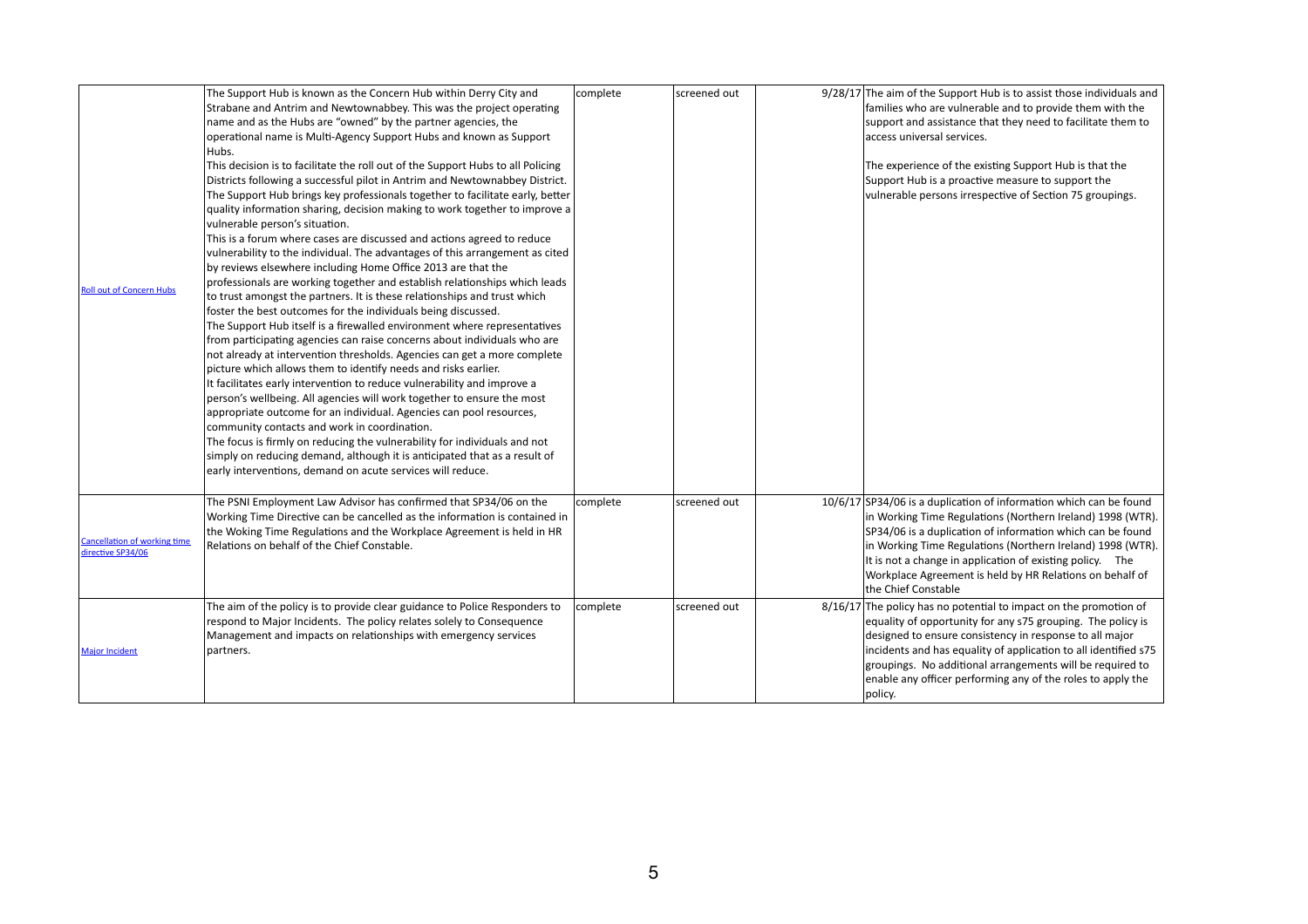| | | | | | | |
|---|---|---|---|---|---|---|
| Roll out of Concern Hubs | The Support Hub is known as the Concern Hub within Derry City and Strabane and Antrim and Newtownabbey. This was the project operating name and as the Hubs are "owned" by the partner agencies, the operational name is Multi-Agency Support Hubs and known as Support Hubs.<br>This decision is to facilitate the roll out of the Support Hubs to all Policing Districts following a successful pilot in Antrim and Newtownabbey District. The Support Hub brings key professionals together to facilitate early, better quality information sharing, decision making to work together to improve a vulnerable person's situation.<br>This is a forum where cases are discussed and actions agreed to reduce vulnerability to the individual. The advantages of this arrangement as cited by reviews elsewhere including Home Office 2013 are that the professionals are working together and establish relationships which leads to trust amongst the partners. It is these relationships and trust which foster the best outcomes for the individuals being discussed.<br>The Support Hub itself is a firewalled environment where representatives from participating agencies can raise concerns about individuals who are not already at intervention thresholds. Agencies can get a more complete picture which allows them to identify needs and risks earlier.<br>It facilitates early intervention to reduce vulnerability and improve a person's wellbeing. All agencies will work together to ensure the most appropriate outcome for an individual. Agencies can pool resources, community contacts and work in coordination.<br>The focus is firmly on reducing the vulnerability for individuals and not simply on reducing demand, although it is anticipated that as a result of early interventions, demand on acute services will reduce. | complete | screened out | | 9/28/17 | The aim of the Support Hub is to assist those individuals and families who are vulnerable and to provide them with the support and assistance that they need to facilitate them to access universal services.<br><br>The experience of the existing Support Hub is that the Support Hub is a proactive measure to support the vulnerable persons irrespective of Section 75 groupings. |
| Cancellation of working time directive SP34/06 | The PSNI Employment Law Advisor has confirmed that SP34/06 on the Working Time Directive can be cancelled as the information is contained in the Woking Time Regulations and the Workplace Agreement is held in HR Relations on behalf of the Chief Constable. | complete | screened out | | 10/6/17 | SP34/06 is a duplication of information which can be found in Working Time Regulations (Northern Ireland) 1998 (WTR). SP34/06 is a duplication of information which can be found in Working Time Regulations (Northern Ireland) 1998 (WTR). It is not a change in application of existing policy. The Workplace Agreement is held by HR Relations on behalf of the Chief Constable |
| Major Incident | The aim of the policy is to provide clear guidance to Police Responders to respond to Major Incidents. The policy relates solely to Consequence Management and impacts on relationships with emergency services partners. | complete | screened out | | 8/16/17 | The policy has no potential to impact on the promotion of equality of opportunity for any s75 grouping. The policy is designed to ensure consistency in response to all major incidents and has equality of application to all identified s75 groupings. No additional arrangements will be required to enable any officer performing any of the roles to apply the policy. |